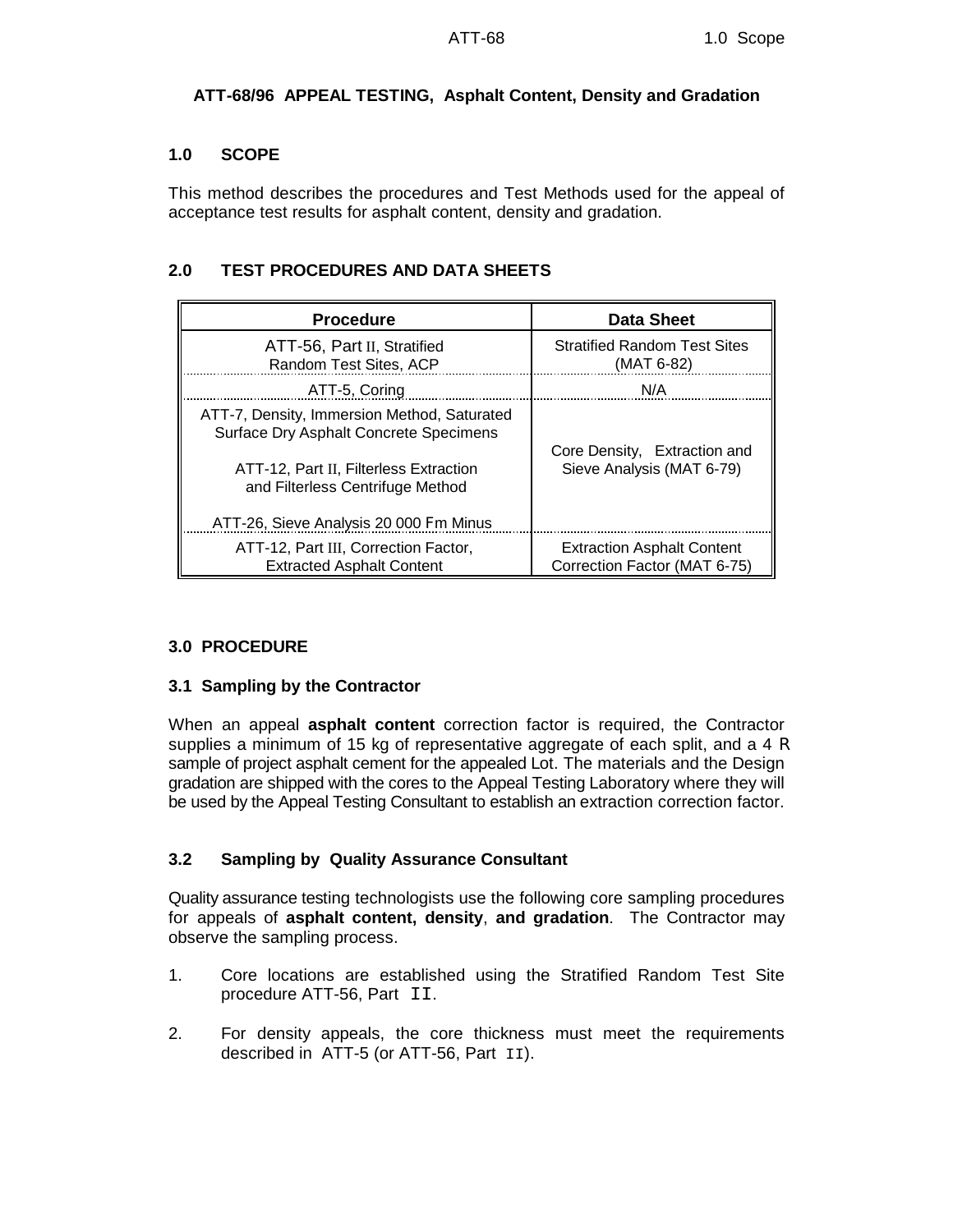**ATT-68/96 APPEAL TESTING, Asphalt Content, Density and Gradation**

## 1.0 SCOPE

This method describes the procedures and Test Methods used for the appeal of acceptance test results for asphalt content, density and gradation.

## 2.0 TEST PROCEDURES AND DATA SHEETS

| Procedure | Data Sheet |
|---|---|
| ATT-56, Part II, Stratified Random Test Sites, ACP | Stratified Random Test Sites (MAT 6-82) |
| ATT-5, Coring | N/A |
| ATT-7, Density, Immersion Method, Saturated Surface Dry Asphalt Concrete Specimens<br><br>ATT-12, Part II, Filterless Extraction and Filterless Centrifuge Method<br><br>ATT-26, Sieve Analysis 20 000 Fm Minus | Core Density, Extraction and Sieve Analysis (MAT 6-79) |
| ATT-12, Part III, Correction Factor, Extracted Asphalt Content | Extraction Asphalt Content Correction Factor (MAT 6-75) |

## 3.0 PROCEDURE

### 3.1 Sampling by the Contractor

When an appeal **asphalt content** correction factor is required, the Contractor supplies a minimum of 15 kg of representative aggregate of each split, and a 4 R sample of project asphalt cement for the appealed Lot. The materials and the Design gradation are shipped with the cores to the Appeal Testing Laboratory where they will be used by the Appeal Testing Consultant to establish an extraction correction factor.

### 3.2 Sampling by Quality Assurance Consultant

Quality assurance testing technologists use the following core sampling procedures for appeals of **asphalt content, density**, **and gradation**. The Contractor may observe the sampling process.

1. Core locations are established using the Stratified Random Test Site procedure ATT-56, Part II.

2. For density appeals, the core thickness must meet the requirements described in ATT-5 (or ATT-56, Part II).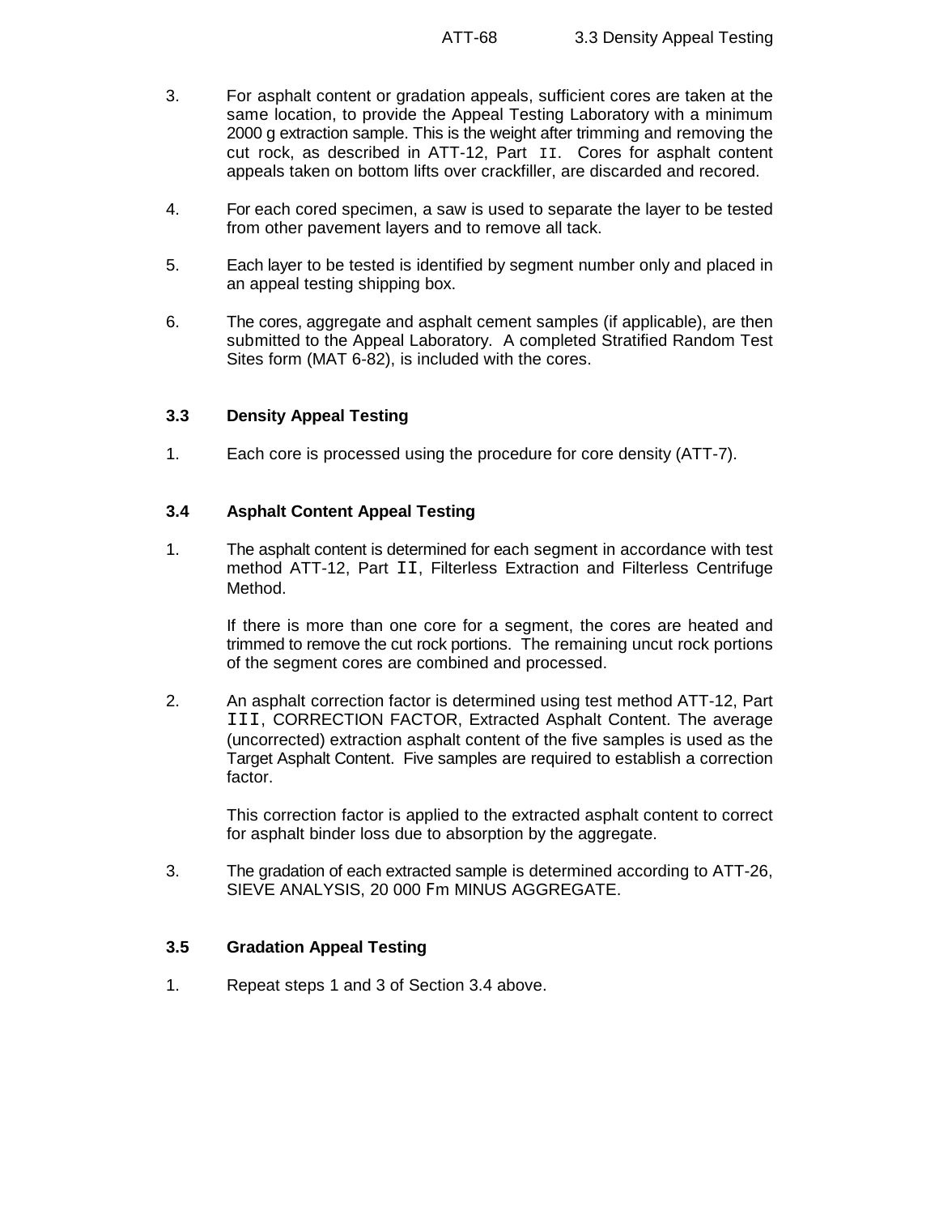3. For asphalt content or gradation appeals, sufficient cores are taken at the same location, to provide the Appeal Testing Laboratory with a minimum 2000 g extraction sample. This is the weight after trimming and removing the cut rock, as described in ATT-12, Part II. Cores for asphalt content appeals taken on bottom lifts over crackfiller, are discarded and recored.

4. For each cored specimen, a saw is used to separate the layer to be tested from other pavement layers and to remove all tack.

5. Each layer to be tested is identified by segment number only and placed in an appeal testing shipping box.

6. The cores, aggregate and asphalt cement samples (if applicable), are then submitted to the Appeal Laboratory. A completed Stratified Random Test Sites form (MAT 6-82), is included with the cores.

### 3.3 Density Appeal Testing

1. Each core is processed using the procedure for core density (ATT-7).

### 3.4 Asphalt Content Appeal Testing

1. The asphalt content is determined for each segment in accordance with test method ATT-12, Part II, Filterless Extraction and Filterless Centrifuge Method.

   If there is more than one core for a segment, the cores are heated and trimmed to remove the cut rock portions. The remaining uncut rock portions of the segment cores are combined and processed.

2. An asphalt correction factor is determined using test method ATT-12, Part III, CORRECTION FACTOR, Extracted Asphalt Content. The average (uncorrected) extraction asphalt content of the five samples is used as the Target Asphalt Content. Five samples are required to establish a correction factor.

   This correction factor is applied to the extracted asphalt content to correct for asphalt binder loss due to absorption by the aggregate.

3. The gradation of each extracted sample is determined according to ATT-26, SIEVE ANALYSIS, 20 000 Fm MINUS AGGREGATE.

### 3.5 Gradation Appeal Testing

1. Repeat steps 1 and 3 of Section 3.4 above.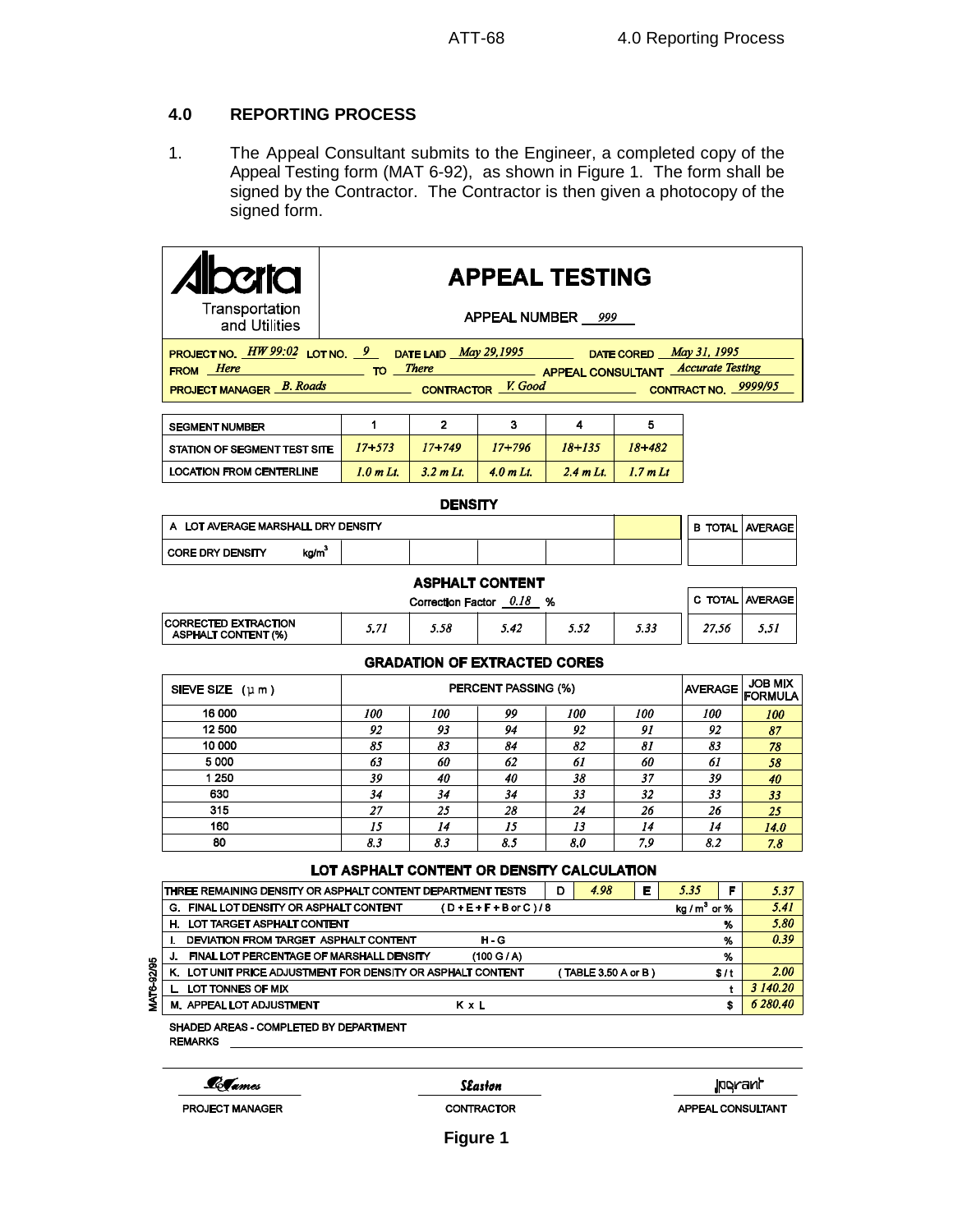## 4.0 REPORTING PROCESS

1. The Appeal Consultant submits to the Engineer, a completed copy of the Appeal Testing form (MAT 6-92), as shown in Figure 1. The form shall be signed by the Contractor. The Contractor is then given a photocopy of the signed form.

**Alberta** Transportation and Utilities

# APPEAL TESTING

APPEAL NUMBER *999*

PROJECT NO. *HW 99:02* LOT NO. *9* DATE LAID *May 29,1995* DATE CORED *May 31, 1995*
FROM *Here* TO *There* APPEAL CONSULTANT *Accurate Testing*
PROJECT MANAGER *B. Roads* CONTRACTOR *V. Good* CONTRACT NO. *9999/95*

| SEGMENT NUMBER | 1 | 2 | 3 | 4 | 5 |
|---|---|---|---|---|---|
| STATION OF SEGMENT TEST SITE | *17+573* | *17+749* | *17+796* | *18+135* | *18+482* |
| LOCATION FROM CENTERLINE | *1.0 m Lt.* | *3.2 m Lt.* | *4.0 m Lt.* | *2.4 m Lt.* | *1.7 m Lt* |

**DENSITY**

| A LOT AVERAGE MARSHALL DRY DENSITY | | | | | | B TOTAL | AVERAGE |
|---|---|---|---|---|---|---|---|
| CORE DRY DENSITY kg/m³ | | | | | | | |

**ASPHALT CONTENT**

Correction Factor *0.18* %

| | | | | | | C TOTAL | AVERAGE |
|---|---|---|---|---|---|---|---|
| CORRECTED EXTRACTION ASPHALT CONTENT (%) | *5.71* | *5.58* | *5.42* | *5.52* | *5.33* | *27.56* | *5.51* |

**GRADATION OF EXTRACTED CORES**

| SIEVE SIZE (μ m) | PERCENT PASSING (%) | | | | | AVERAGE | JOB MIX FORMULA |
|---|---|---|---|---|---|---|---|
| 16 000 | *100* | *100* | *99* | *100* | *100* | *100* | *100* |
| 12 500 | *92* | *93* | *94* | *92* | *91* | *92* | *87* |
| 10 000 | *85* | *83* | *84* | *82* | *81* | *83* | *78* |
| 5 000 | *63* | *60* | *62* | *61* | *60* | *61* | *58* |
| 1 250 | *39* | *40* | *40* | *38* | *37* | *39* | *40* |
| 630 | *34* | *34* | *34* | *33* | *32* | *33* | *33* |
| 315 | *27* | *25* | *28* | *24* | *26* | *26* | *25* |
| 160 | *15* | *14* | *15* | *13* | *14* | *14* | *14.0* |
| 80 | *8.3* | *8.3* | *8.5* | *8.0* | *7.9* | *8.2* | *7.8* |

**LOT ASPHALT CONTENT OR DENSITY CALCULATION**

| | | | | | | | |
|---|---|---|---|---|---|---|---|
| THREE REMAINING DENSITY OR ASPHALT CONTENT DEPARTMENT TESTS | D | *4.98* | E | *5.35* | F | *5.37* |
| G. FINAL LOT DENSITY OR ASPHALT CONTENT | (D + E + F + B or C) / 8 | | | kg / m³ or % | | *5.41* |
| H. LOT TARGET ASPHALT CONTENT | | | | % | | *5.80* |
| I. DEVIATION FROM TARGET ASPHALT CONTENT | H - G | | | % | | *0.39* |
| J. FINAL LOT PERCENTAGE OF MARSHALL DENSITY | (100 G / A) | | | % | | |
| K. LOT UNIT PRICE ADJUSTMENT FOR DENSITY OR ASPHALT CONTENT | (TABLE 3.50 A or B) | | | $ / t | | *2.00* |
| L. LOT TONNES OF MIX | | | | t | | *3 140.20* |
| M. APPEAL LOT ADJUSTMENT | K x L | | | $ | | *6 280.40* |

MAT6-92/95

SHADED AREAS - COMPLETED BY DEPARTMENT
REMARKS

*[signature]* PROJECT MANAGER | *[signature]* CONTRACTOR | *[signature]* APPEAL CONSULTANT

**Figure 1**